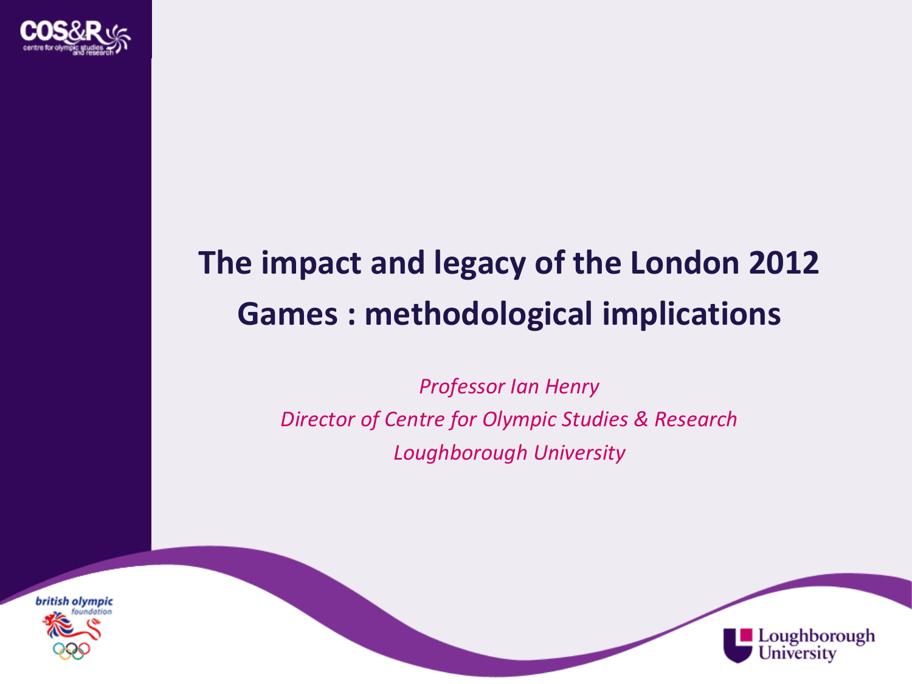# The impact and legacy of the London 2012 Games : methodological implications

*Professor Ian Henry*

*Director of Centre for Olympic Studies & Research*

*Loughborough University*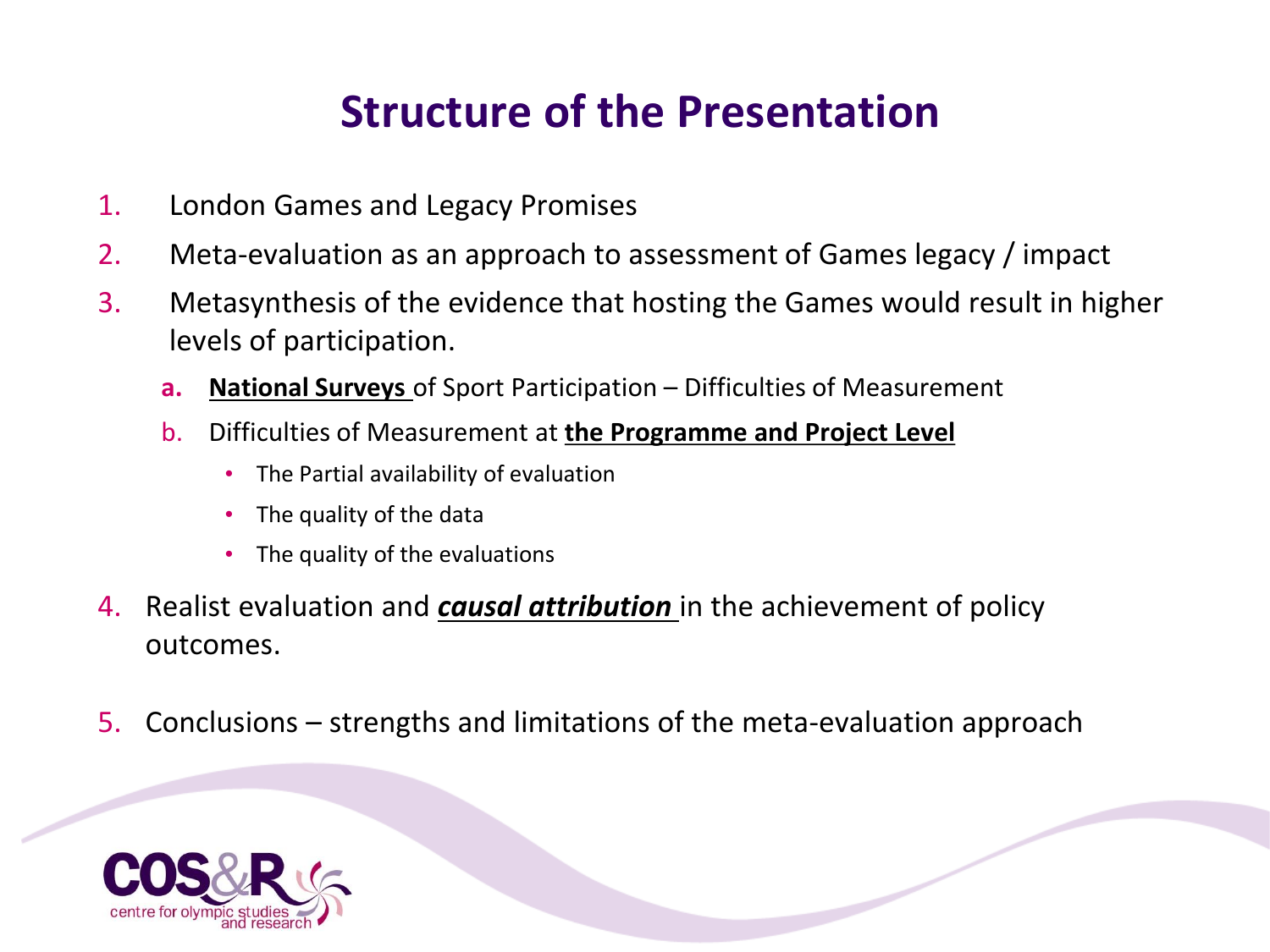# Structure of the Presentation

1. London Games and Legacy Promises
2. Meta-evaluation as an approach to assessment of Games legacy / impact
3. Metasynthesis of the evidence that hosting the Games would result in higher levels of participation.
   a. **National Surveys** of Sport Participation – Difficulties of Measurement
   b. Difficulties of Measurement at **the Programme and Project Level**
      - The Partial availability of evaluation
      - The quality of the data
      - The quality of the evaluations
4. Realist evaluation and ***causal attribution*** in the achievement of policy outcomes.
5. Conclusions – strengths and limitations of the meta-evaluation approach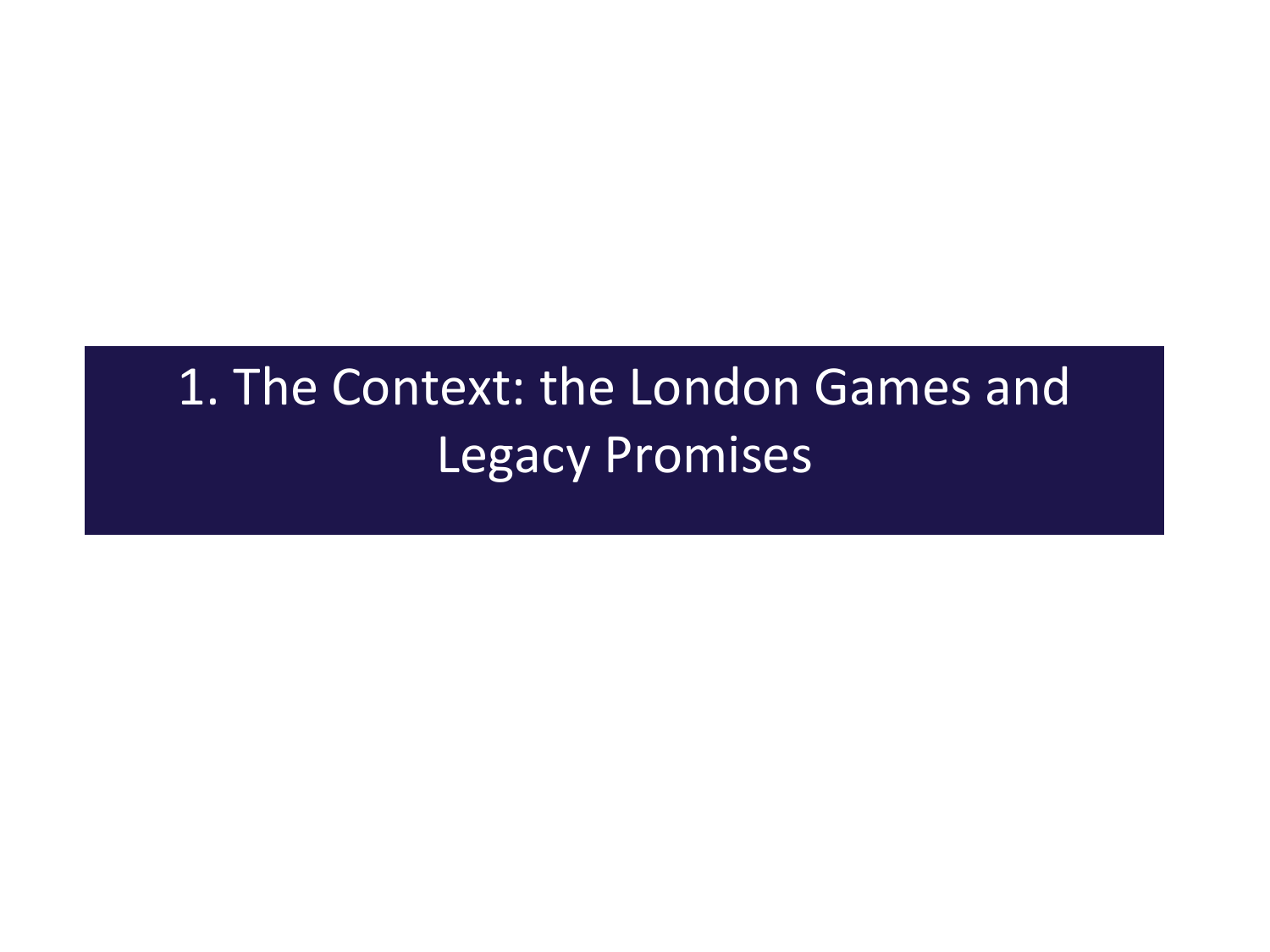# 1. The Context: the London Games and Legacy Promises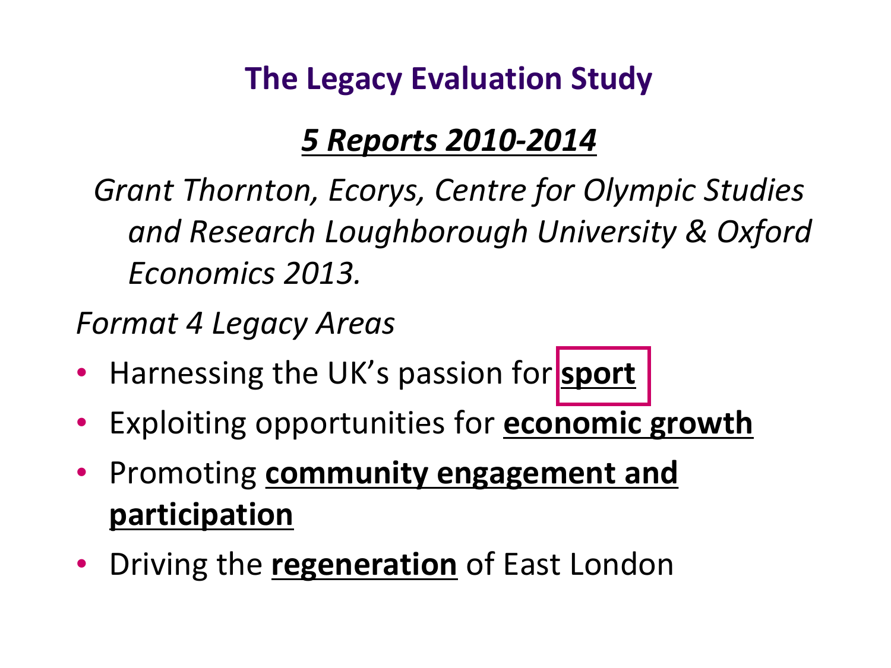# The Legacy Evaluation Study

## *5 Reports 2010-2014*

*Grant Thornton, Ecorys, Centre for Olympic Studies and Research Loughborough University & Oxford Economics 2013.*

*Format 4 Legacy Areas*

- Harnessing the UK's passion for **sport**
- Exploiting opportunities for **economic growth**
- Promoting **community engagement and participation**
- Driving the **regeneration** of East London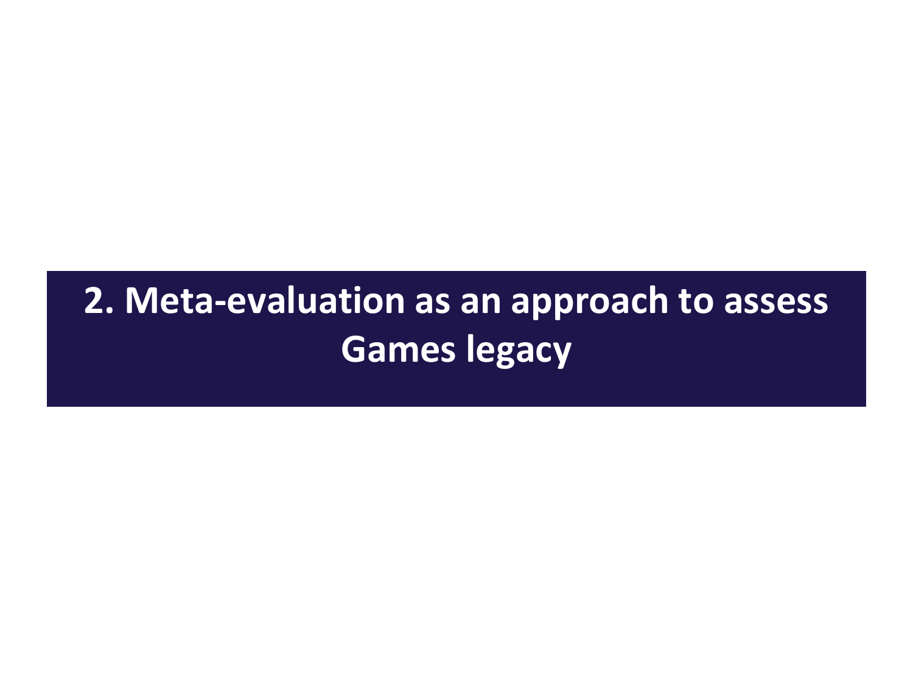# 2. Meta-evaluation as an approach to assess Games legacy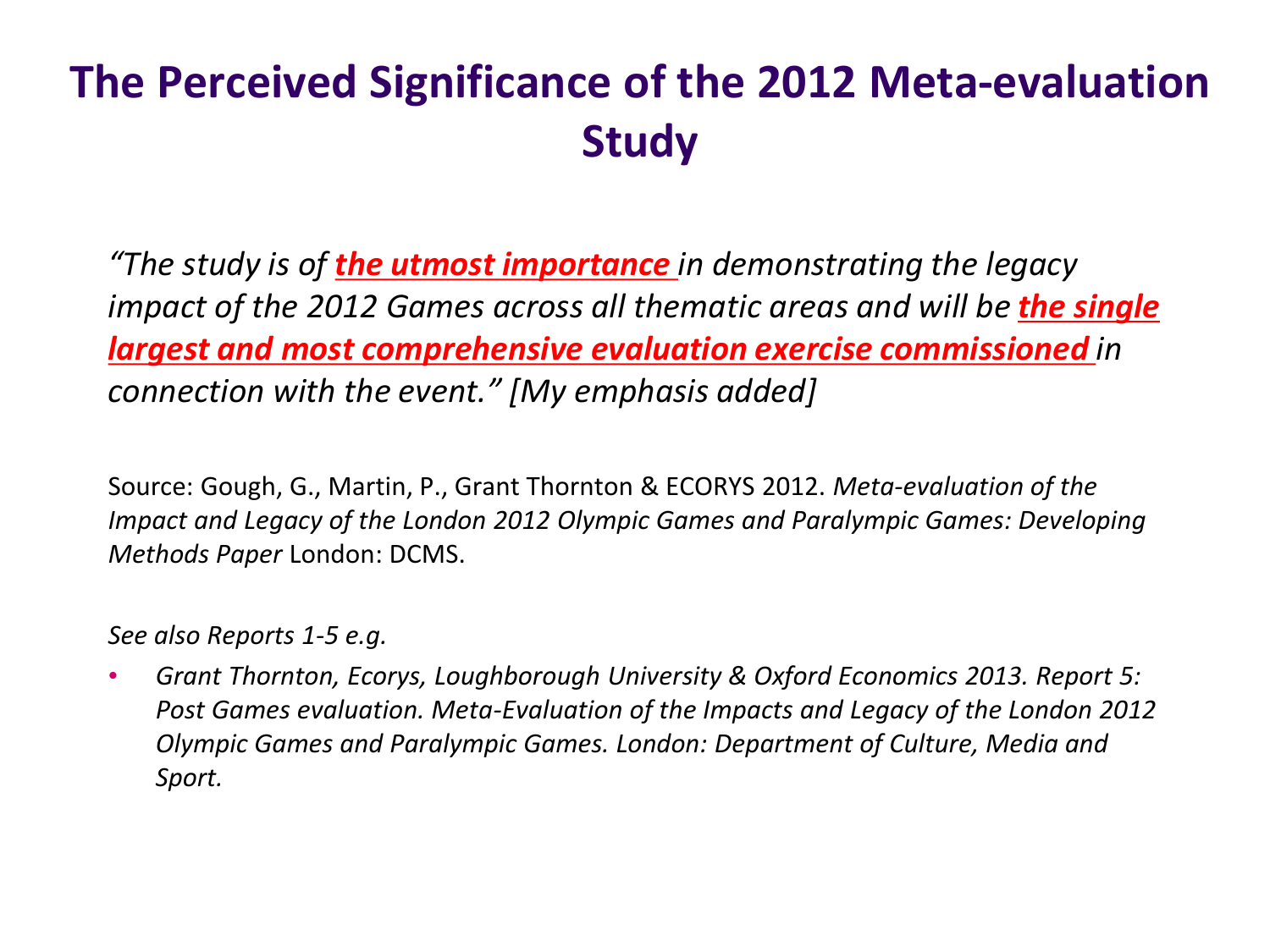# The Perceived Significance of the 2012 Meta-evaluation Study

*"The study is of **the utmost importance** in demonstrating the legacy impact of the 2012 Games across all thematic areas and will be **the single largest and most comprehensive evaluation exercise commissioned** in connection with the event." [My emphasis added]*

Source: Gough, G., Martin, P., Grant Thornton & ECORYS 2012. *Meta-evaluation of the Impact and Legacy of the London 2012 Olympic Games and Paralympic Games: Developing Methods Paper* London: DCMS.

*See also Reports 1-5 e.g.*

- *Grant Thornton, Ecorys, Loughborough University & Oxford Economics 2013. Report 5: Post Games evaluation. Meta-Evaluation of the Impacts and Legacy of the London 2012 Olympic Games and Paralympic Games. London: Department of Culture, Media and Sport.*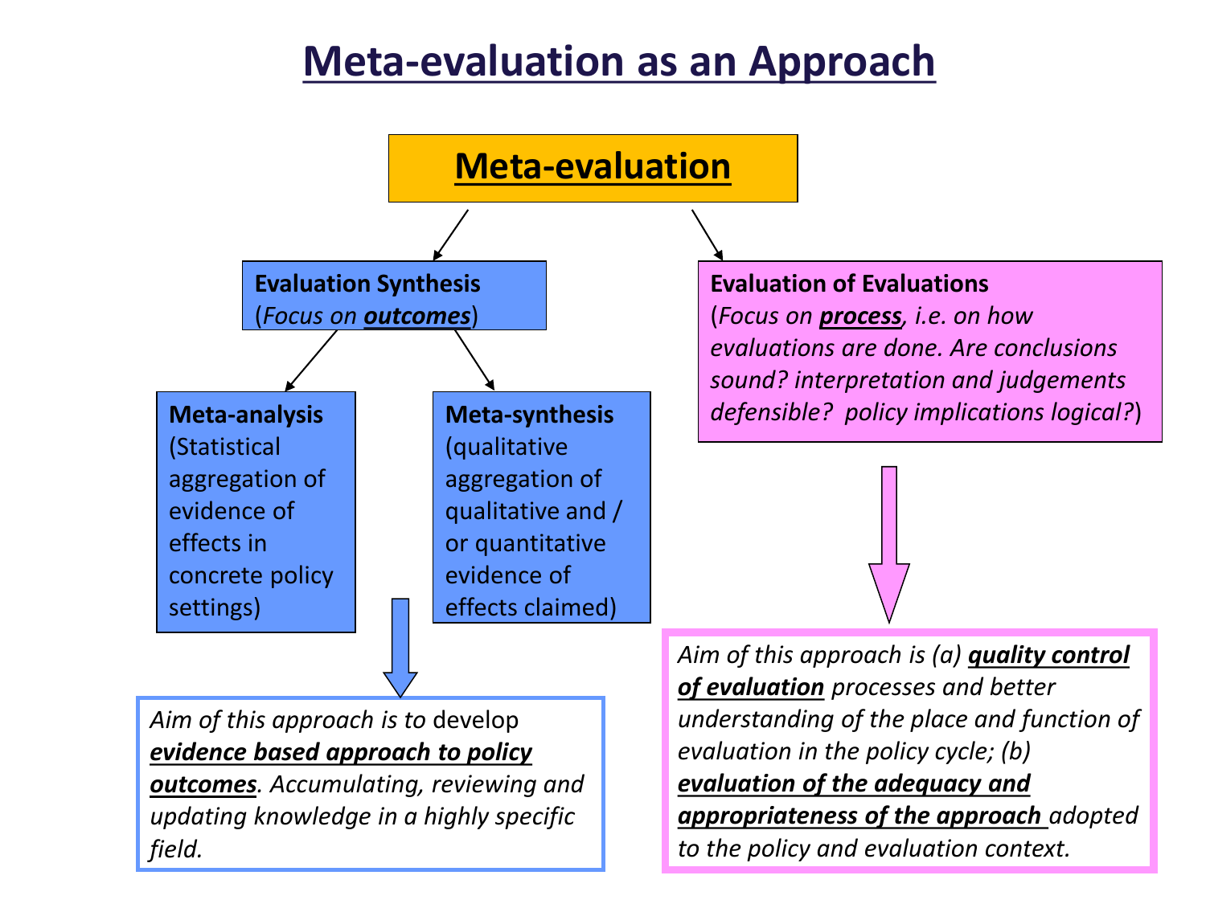# Meta-evaluation as an Approach

## Meta-evaluation

### Evaluation Synthesis
(*Focus on **outcomes***)

**Meta-analysis**
(Statistical aggregation of evidence of effects in concrete policy settings)

**Meta-synthesis**
(qualitative aggregation of qualitative and / or quantitative evidence of effects claimed)

*Aim of this approach is to* develop ***evidence based approach to policy outcomes***. *Accumulating, reviewing and updating knowledge in a highly specific field.*

### Evaluation of Evaluations
(*Focus on **process**, i.e. on how evaluations are done. Are conclusions sound? interpretation and judgements defensible? policy implications logical?*)

*Aim of this approach is (a)* ***quality control of evaluation*** *processes and better understanding of the place and function of evaluation in the policy cycle; (b)* ***evaluation of the adequacy and appropriateness of the approach*** *adopted to the policy and evaluation context.*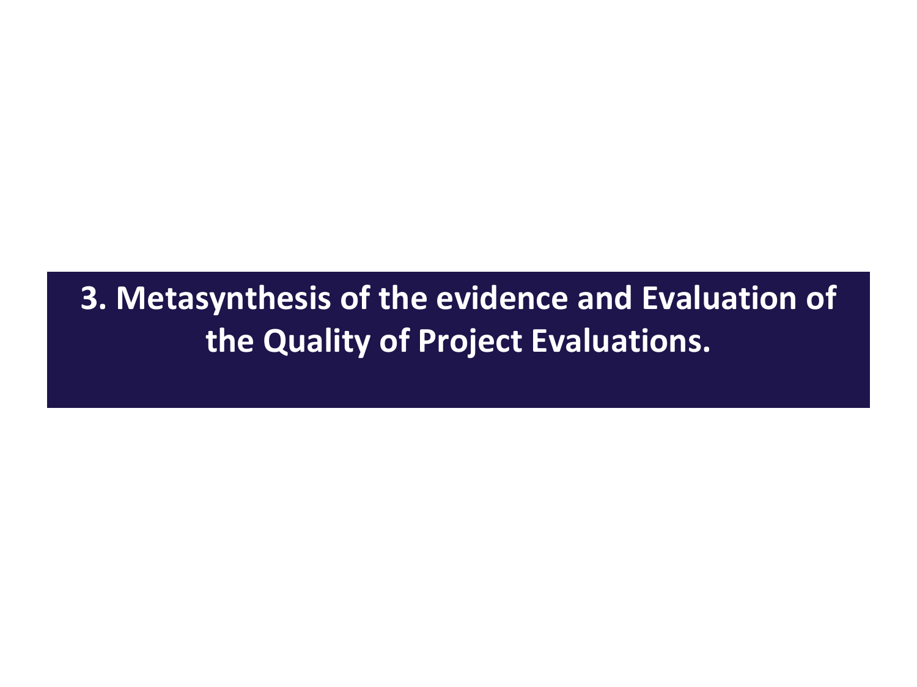# 3. Metasynthesis of the evidence and Evaluation of the Quality of Project Evaluations.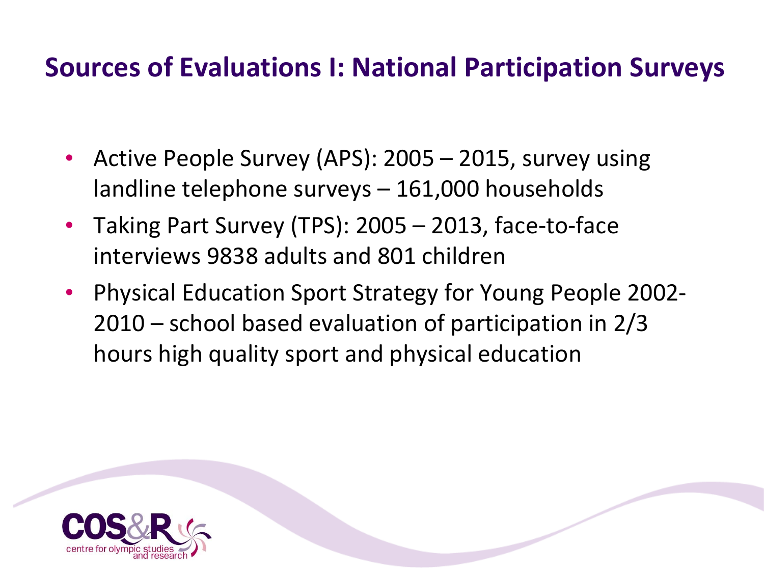# Sources of Evaluations I: National Participation Surveys

- Active People Survey (APS): 2005 – 2015, survey using landline telephone surveys – 161,000 households
- Taking Part Survey (TPS): 2005 – 2013, face-to-face interviews 9838 adults and 801 children
- Physical Education Sport Strategy for Young People 2002-2010 – school based evaluation of participation in 2/3 hours high quality sport and physical education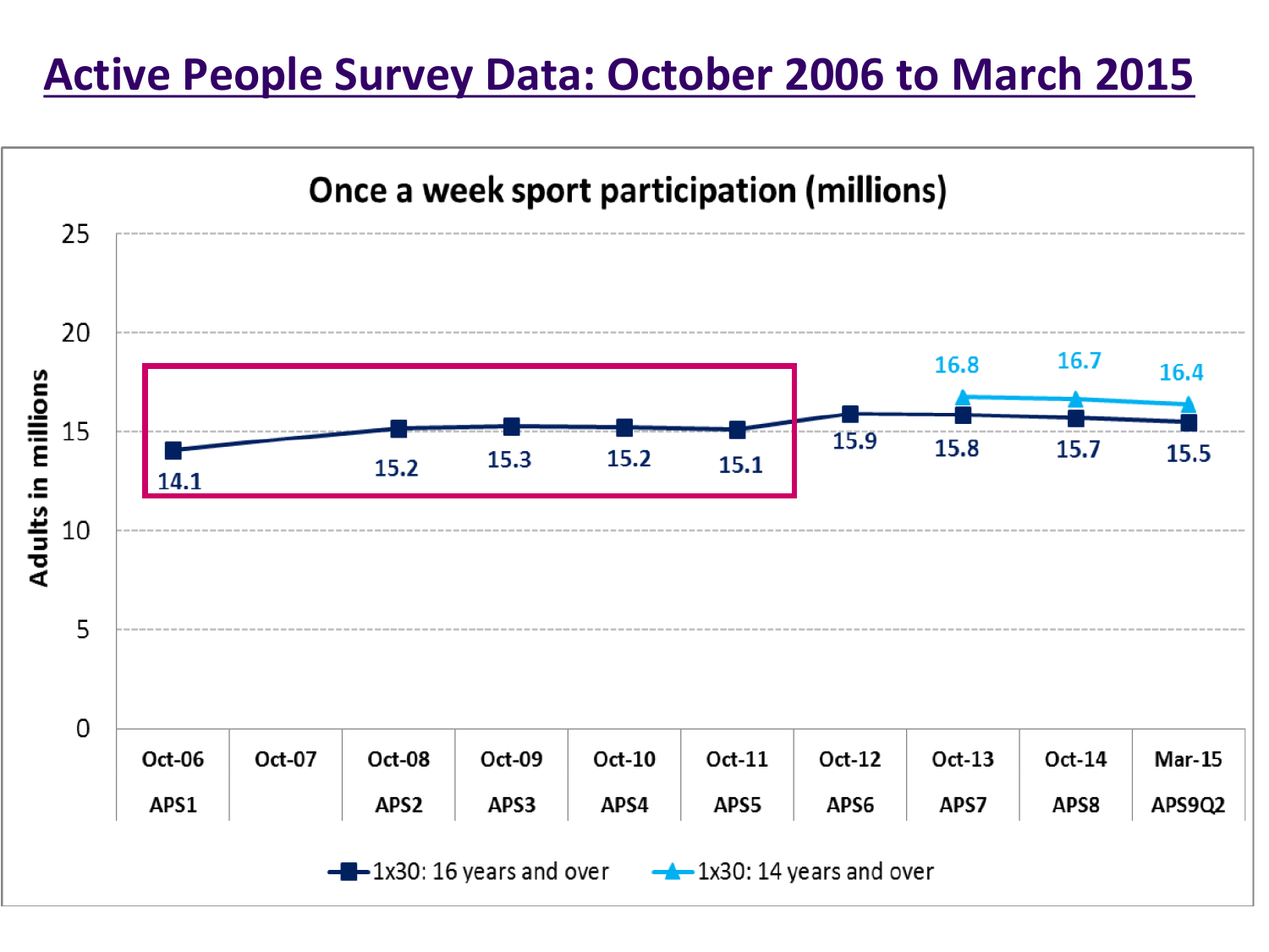# Active People Survey Data: October 2006 to March 2015

**Once a week sport participation (millions)**

| Period | Survey | 1x30: 16 years and over | 1x30: 14 years and over |
|---|---|---|---|
| Oct-06 | APS1 | 14.1 | |
| Oct-07 | | | |
| Oct-08 | APS2 | 15.2 | |
| Oct-09 | APS3 | 15.3 | |
| Oct-10 | APS4 | 15.2 | |
| Oct-11 | APS5 | 15.1 | |
| Oct-12 | APS6 | 15.9 | |
| Oct-13 | APS7 | 15.8 | 16.8 |
| Oct-14 | APS8 | 15.7 | 16.7 |
| Mar-15 | APS9Q2 | 15.5 | 16.4 |

Y-axis: Adults in millions (0–25)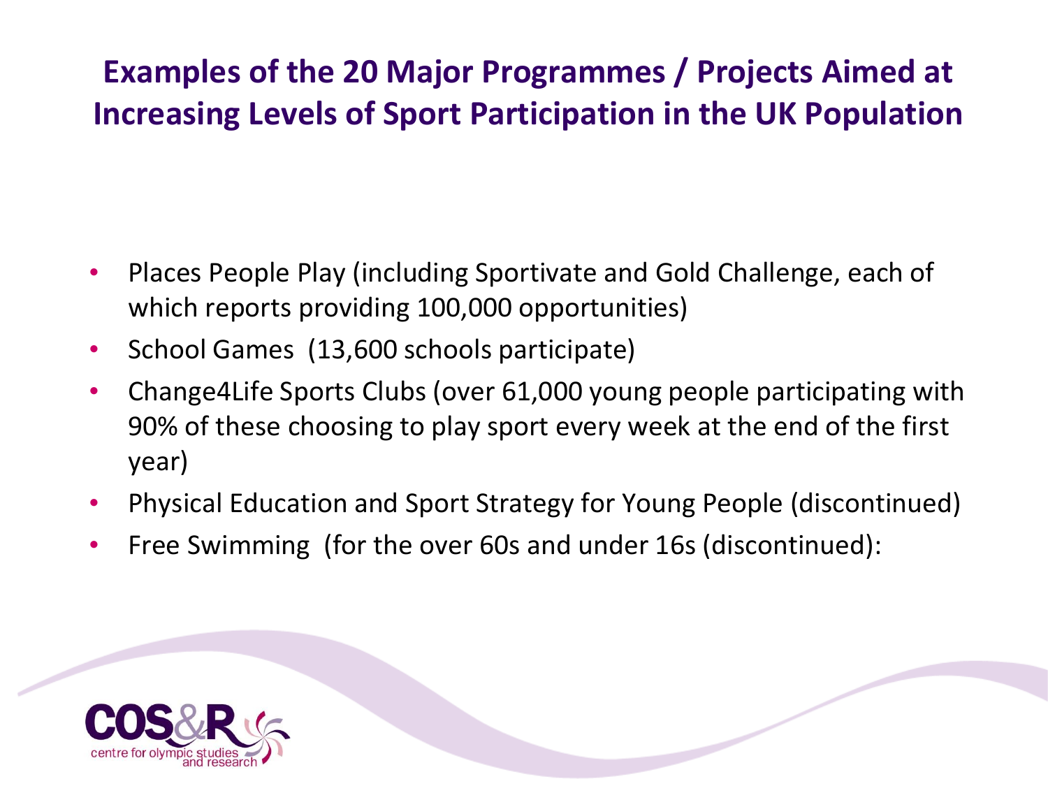# Examples of the 20 Major Programmes / Projects Aimed at Increasing Levels of Sport Participation in the UK Population

- Places People Play (including Sportivate and Gold Challenge, each of which reports providing 100,000 opportunities)
- School Games (13,600 schools participate)
- Change4Life Sports Clubs (over 61,000 young people participating with 90% of these choosing to play sport every week at the end of the first year)
- Physical Education and Sport Strategy for Young People (discontinued)
- Free Swimming (for the over 60s and under 16s (discontinued):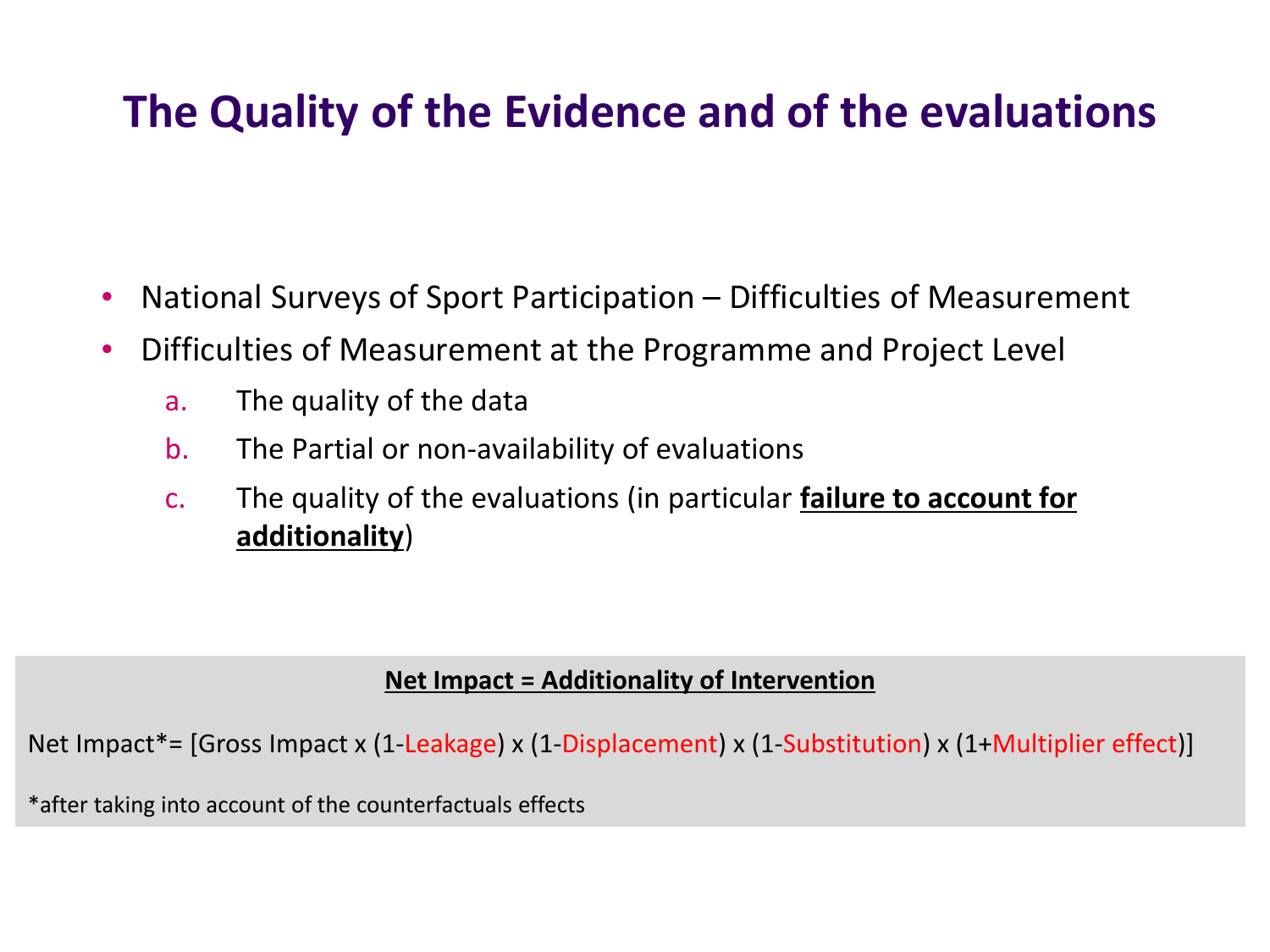# The Quality of the Evidence and of the evaluations

- National Surveys of Sport Participation – Difficulties of Measurement
- Difficulties of Measurement at the Programme and Project Level
    a. The quality of the data
    b. The Partial or non-availability of evaluations
    c. The quality of the evaluations (in particular **failure to account for additionality**)

**Net Impact = Additionality of Intervention**

Net Impact*= [Gross Impact x (1-Leakage) x (1-Displacement) x (1-Substitution) x (1+Multiplier effect)]

*after taking into account of the counterfactuals effects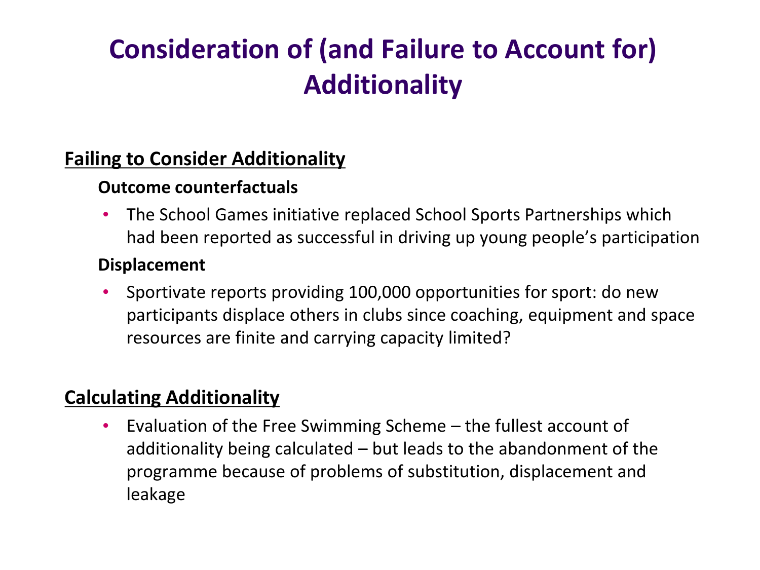# Consideration of (and Failure to Account for) Additionality

## Failing to Consider Additionality

### Outcome counterfactuals

- The School Games initiative replaced School Sports Partnerships which had been reported as successful in driving up young people's participation

### Displacement

- Sportivate reports providing 100,000 opportunities for sport: do new participants displace others in clubs since coaching, equipment and space resources are finite and carrying capacity limited?

## Calculating Additionality

- Evaluation of the Free Swimming Scheme – the fullest account of additionality being calculated – but leads to the abandonment of the programme because of problems of substitution, displacement and leakage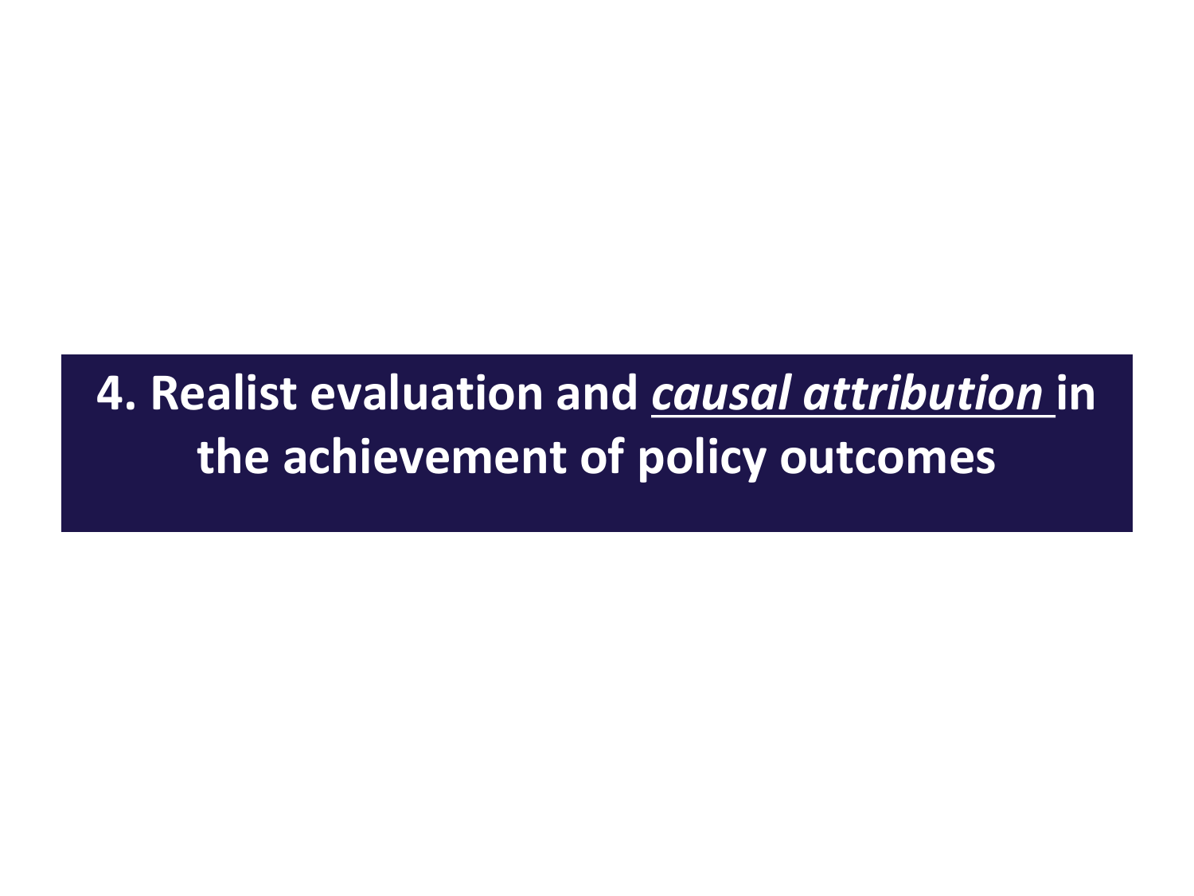# 4. Realist evaluation and <u>*causal attribution*</u> in the achievement of policy outcomes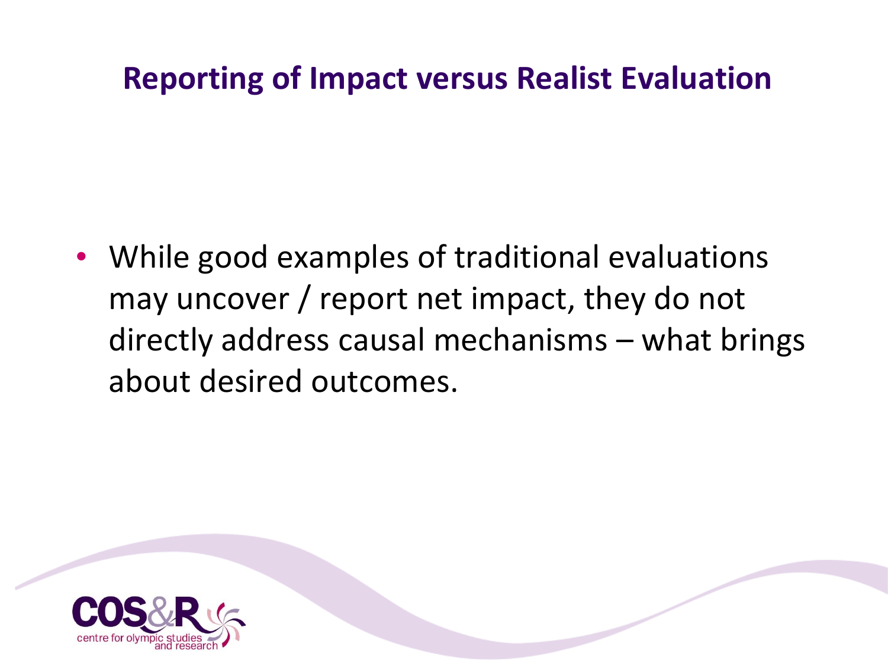# Reporting of Impact versus Realist Evaluation

- While good examples of traditional evaluations may uncover / report net impact, they do not directly address causal mechanisms – what brings about desired outcomes.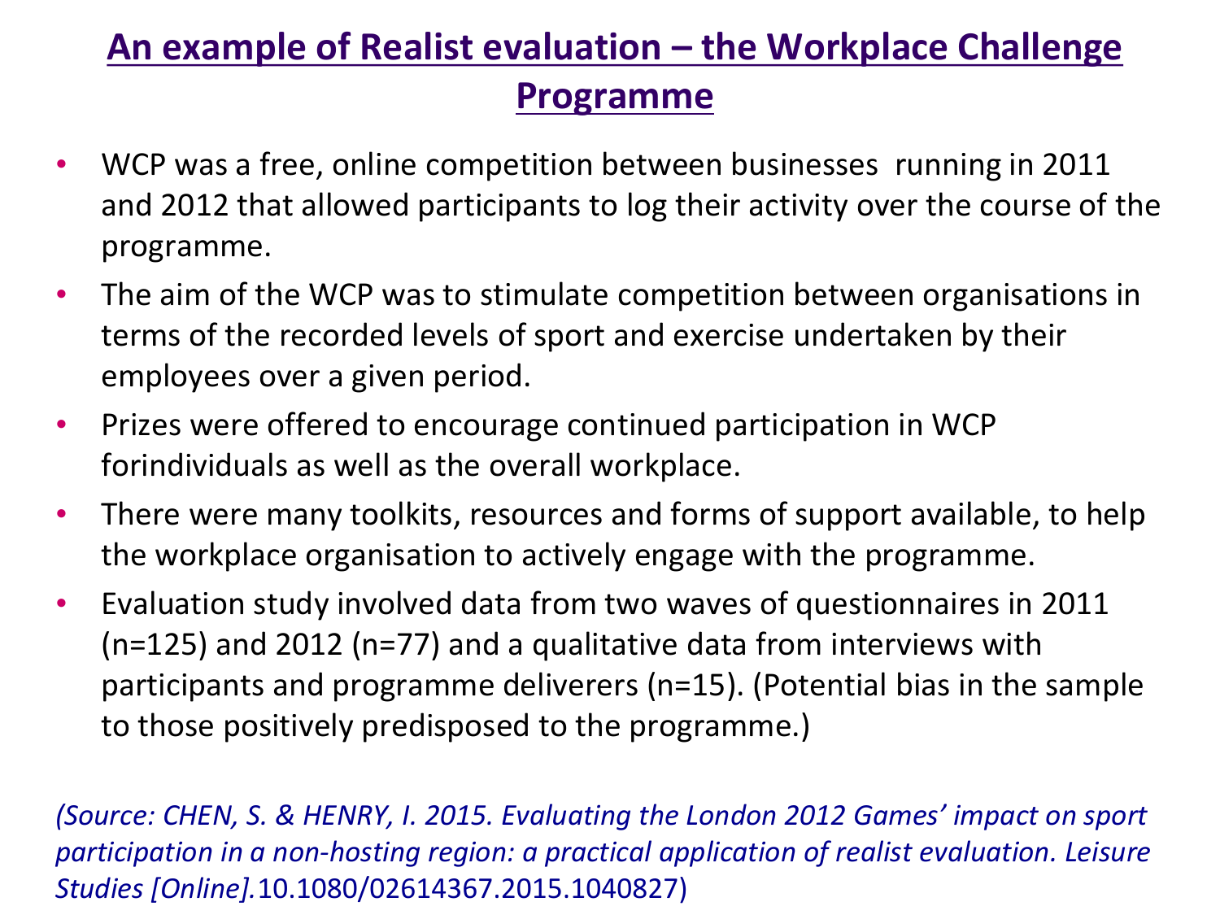# An example of Realist evaluation – the Workplace Challenge Programme

- WCP was a free, online competition between businesses running in 2011 and 2012 that allowed participants to log their activity over the course of the programme.
- The aim of the WCP was to stimulate competition between organisations in terms of the recorded levels of sport and exercise undertaken by their employees over a given period.
- Prizes were offered to encourage continued participation in WCP forindividuals as well as the overall workplace.
- There were many toolkits, resources and forms of support available, to help the workplace organisation to actively engage with the programme.
- Evaluation study involved data from two waves of questionnaires in 2011 (n=125) and 2012 (n=77) and a qualitative data from interviews with participants and programme deliverers (n=15). (Potential bias in the sample to those positively predisposed to the programme.)

*(Source: CHEN, S. & HENRY, I. 2015. Evaluating the London 2012 Games' impact on sport participation in a non-hosting region: a practical application of realist evaluation. Leisure Studies [Online].*10.1080/02614367.2015.1040827)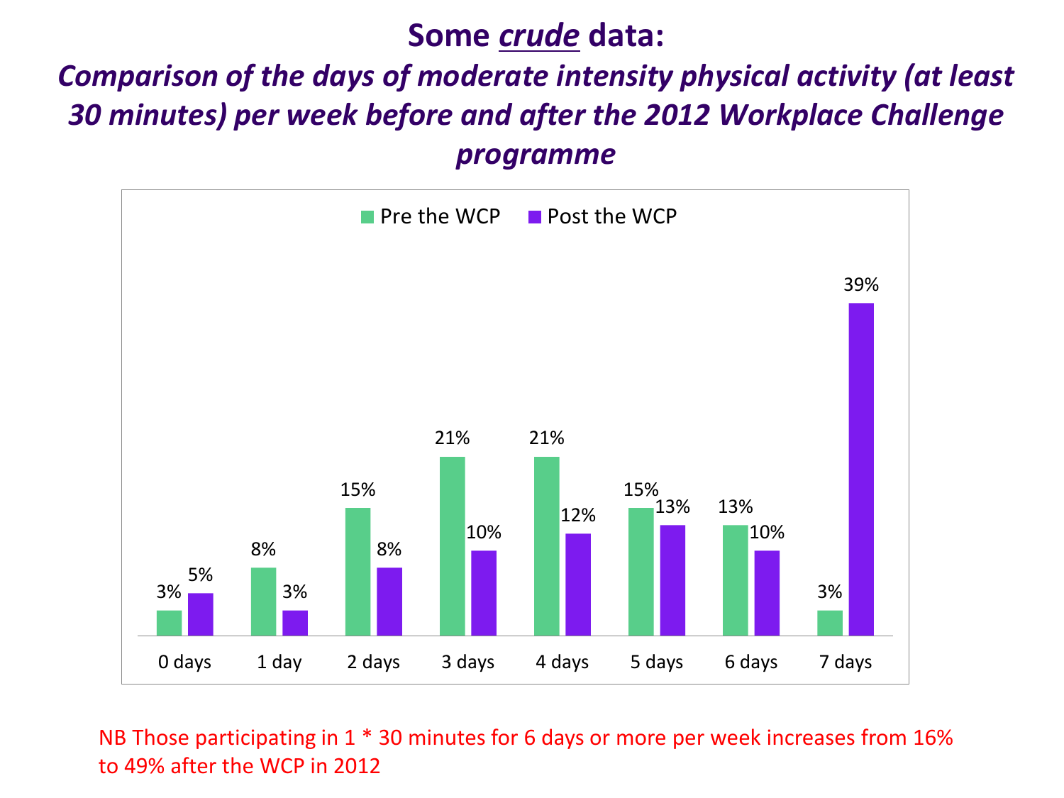# Some *crude* data:

## *Comparison of the days of moderate intensity physical activity (at least 30 minutes) per week before and after the 2012 Workplace Challenge programme*

| | 0 days | 1 day | 2 days | 3 days | 4 days | 5 days | 6 days | 7 days |
|---|---|---|---|---|---|---|---|---|
| Pre the WCP | 3% | 8% | 15% | 21% | 21% | 15% | 13% | 3% |
| Post the WCP | 5% | 3% | 8% | 10% | 12% | 13% | 10% | 39% |

NB Those participating in 1 * 30 minutes for 6 days or more per week increases from 16% to 49% after the WCP in 2012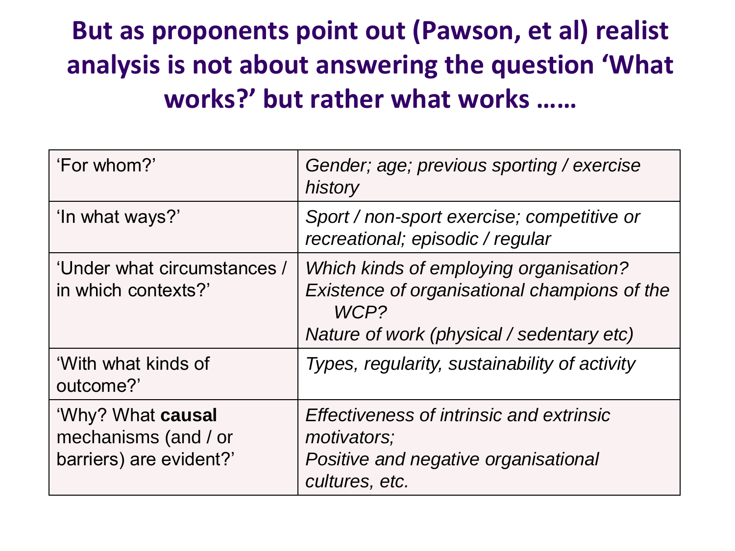# But as proponents point out (Pawson, et al) realist analysis is not about answering the question 'What works?' but rather what works ……

| | |
|---|---|
| 'For whom?' | *Gender; age; previous sporting / exercise history* |
| 'In what ways?' | *Sport / non-sport exercise; competitive or recreational; episodic / regular* |
| 'Under what circumstances / in which contexts?' | *Which kinds of employing organisation?*<br>*Existence of organisational champions of the WCP?*<br>*Nature of work (physical / sedentary etc)* |
| 'With what kinds of outcome?' | *Types, regularity, sustainability of activity* |
| 'Why? What **causal** mechanisms (and / or barriers) are evident?' | *Effectiveness of intrinsic and extrinsic motivators;*<br>*Positive and negative organisational cultures, etc.* |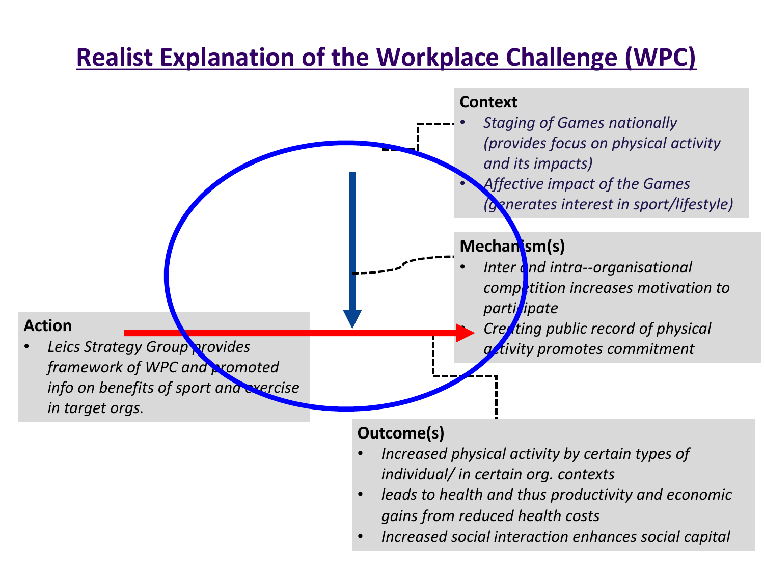# Realist Explanation of the Workplace Challenge (WPC)

**Context**

- *Staging of Games nationally (provides focus on physical activity and its impacts)*
- *Affective impact of the Games (generates interest in sport/lifestyle)*

**Mechanism(s)**

- *Inter and intra--organisational competition increases motivation to participate*
- *Creating public record of physical activity promotes commitment*

**Action**

- *Leics Strategy Group provides framework of WPC and promoted info on benefits of sport and exercise in target orgs.*

**Outcome(s)**

- *Increased physical activity by certain types of individual/ in certain org. contexts*
- *leads to health and thus productivity and economic gains from reduced health costs*
- *Increased social interaction enhances social capital*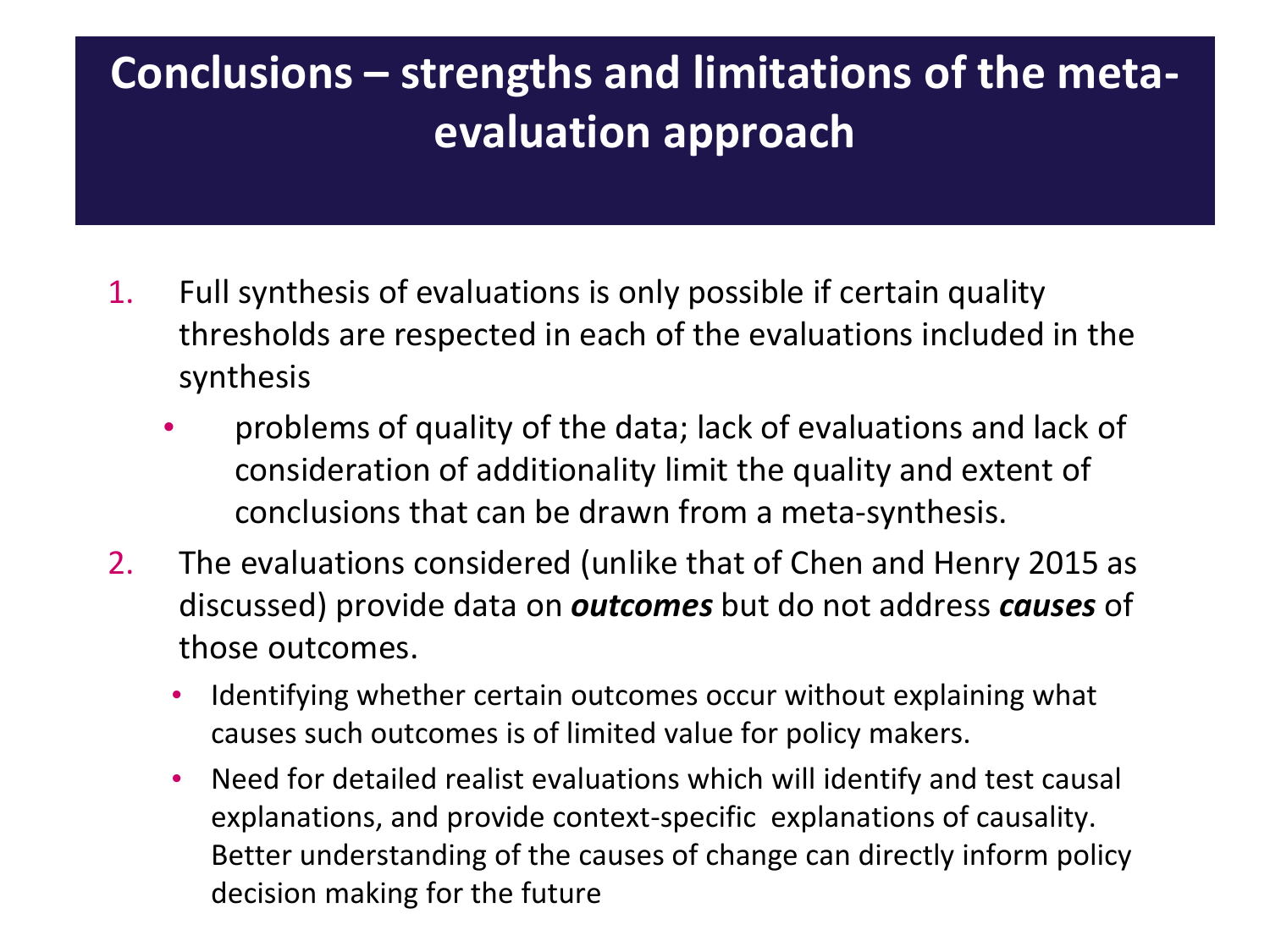# Conclusions – strengths and limitations of the meta-evaluation approach

1. Full synthesis of evaluations is only possible if certain quality thresholds are respected in each of the evaluations included in the synthesis
   - problems of quality of the data; lack of evaluations and lack of consideration of additionality limit the quality and extent of conclusions that can be drawn from a meta-synthesis.
2. The evaluations considered (unlike that of Chen and Henry 2015 as discussed) provide data on ***outcomes*** but do not address ***causes*** of those outcomes.
   - Identifying whether certain outcomes occur without explaining what causes such outcomes is of limited value for policy makers.
   - Need for detailed realist evaluations which will identify and test causal explanations, and provide context-specific explanations of causality. Better understanding of the causes of change can directly inform policy decision making for the future